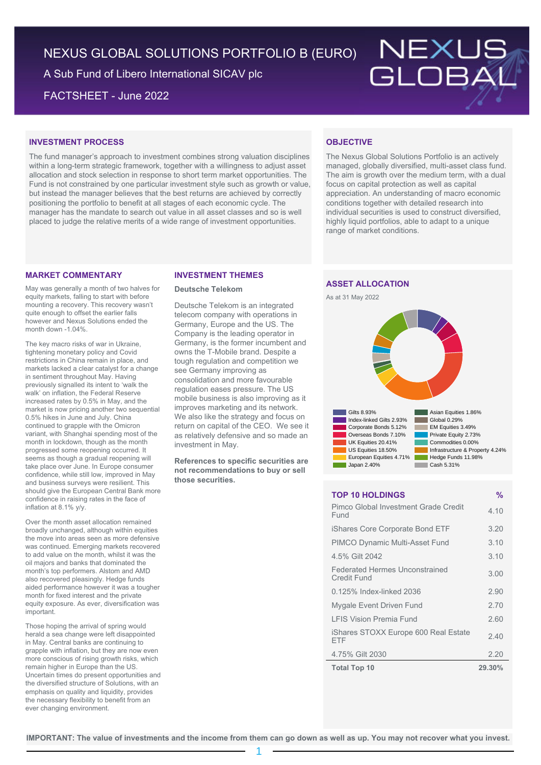# NEXUS GLOBAL SOLUTIONS PORTFOLIO B (EURO)

A Sub Fund of Libero International SICAV plc

FACTSHEET - June 2022

NEXUS GLOBAL

## INVESTMENT PROCESS

The fund manager's approach to investment combines strong valuation disciplines within a long-term strategic framework, together with a willingness to adjust asset allocation and stock selection in response to short term market opportunities. The Fund is not constrained by one particular investment style such as growth or value, but instead the manager believes that the best returns are achieved by correctly positioning the portfolio to benefit at all stages of each economic cycle. The manager has the mandate to search out value in all asset classes and so is well placed to judge the relative merits of a wide range of investment opportunities.

## OBJECTIVE

The Nexus Global Solutions Portfolio is an actively managed, globally diversified, multi-asset class fund. The aim is growth over the medium term, with a dual focus on capital protection as well as capital appreciation. An understanding of macro economic conditions together with detailed research into individual securities is used to construct diversified, highly liquid portfolios, able to adapt to a unique range of market conditions.

## MARKET COMMENTARY

May was generally a month of two halves for equity markets, falling to start with before mounting a recovery. This recovery wasn't quite enough to offset the earlier falls however and Nexus Solutions ended the month down -1.04%.

The key macro risks of war in Ukraine, tightening monetary policy and Covid restrictions in China remain in place, and markets lacked a clear catalyst for a change in sentiment throughout May. Having previously signalled its intent to 'walk the walk' on inflation, the Federal Reserve increased rates by 0.5% in May, and the market is now pricing another two sequential 0.5% hikes in June and July. China continued to grapple with the Omicron variant, with Shanghai spending most of the month in lockdown, though as the month progressed some reopening occurred. It seems as though a gradual reopening will take place over June. In Europe consumer confidence, while still low, improved in May and business surveys were resilient. This should give the European Central Bank more confidence in raising rates in the face of inflation at 8.1% y/y.

Over the month asset allocation remained broadly unchanged, although within equities the move into areas seen as more defensive was continued. Emerging markets recovered to add value on the month, whilst it was the oil majors and banks that dominated the month's top performers. Alstom and AMD also recovered pleasingly. Hedge funds aided performance however it was a tougher month for fixed interest and the private equity exposure. As ever, diversification was important.

Those hoping the arrival of spring would herald a sea change were left disappointed in May. Central banks are continuing to grapple with inflation, but they are now even more conscious of rising growth risks, which remain higher in Europe than the US. Uncertain times do present opportunities and the diversified structure of Solutions, with an emphasis on quality and liquidity, provides the necessary flexibility to benefit from an ever changing environment.

## INVESTMENT THEMES

### Deutsche Telekom

Deutsche Telekom is an integrated telecom company with operations in Germany, Europe and the US. The Company is the leading operator in Germany, is the former incumbent and owns the T-Mobile brand. Despite a tough regulation and competition we see Germany improving as consolidation and more favourable regulation eases pressure. The US mobile business is also improving as it improves marketing and its network. We also like the strategy and focus on return on capital of the CEO. We see it as relatively defensive and so made an investment in May.

**References to specific securities are not recommendations to buy or sell those securities.**

## ASSET ALLOCATION

As at 31 May 2022

| Asset | % | Asset | % |
|---|---|---|---|
| Gilts | 8.93% | Asian Equities | 1.86% |
| Index-linked Gilts | 2.93% | Global | 0.29% |
| Corporate Bonds | 5.12% | EM Equities | 3.49% |
| Overseas Bonds | 7.10% | Private Equity | 2.73% |
| UK Equities | 20.41% | Commodities | 0.00% |
| US Equities | 18.50% | Infrastructure & Property | 4.24% |
| European Equities | 4.71% | Hedge Funds | 11.98% |
| Japan | 2.40% | Cash | 5.31% |

## TOP 10 HOLDINGS

| TOP 10 HOLDINGS | % |
|---|---|
| Pimco Global Investment Grade Credit Fund | 4.10 |
| iShares Core Corporate Bond ETF | 3.20 |
| PIMCO Dynamic Multi-Asset Fund | 3.10 |
| 4.5% Gilt 2042 | 3.10 |
| Federated Hermes Unconstrained Credit Fund | 3.00 |
| 0.125% Index-linked 2036 | 2.90 |
| Mygale Event Driven Fund | 2.70 |
| LFIS Vision Premia Fund | 2.60 |
| iShares STOXX Europe 600 Real Estate ETF | 2.40 |
| 4.75% Gilt 2030 | 2.20 |
| **Total Top 10** | **29.30%** |

**IMPORTANT: The value of investments and the income from them can go down as well as up. You may not recover what you invest.**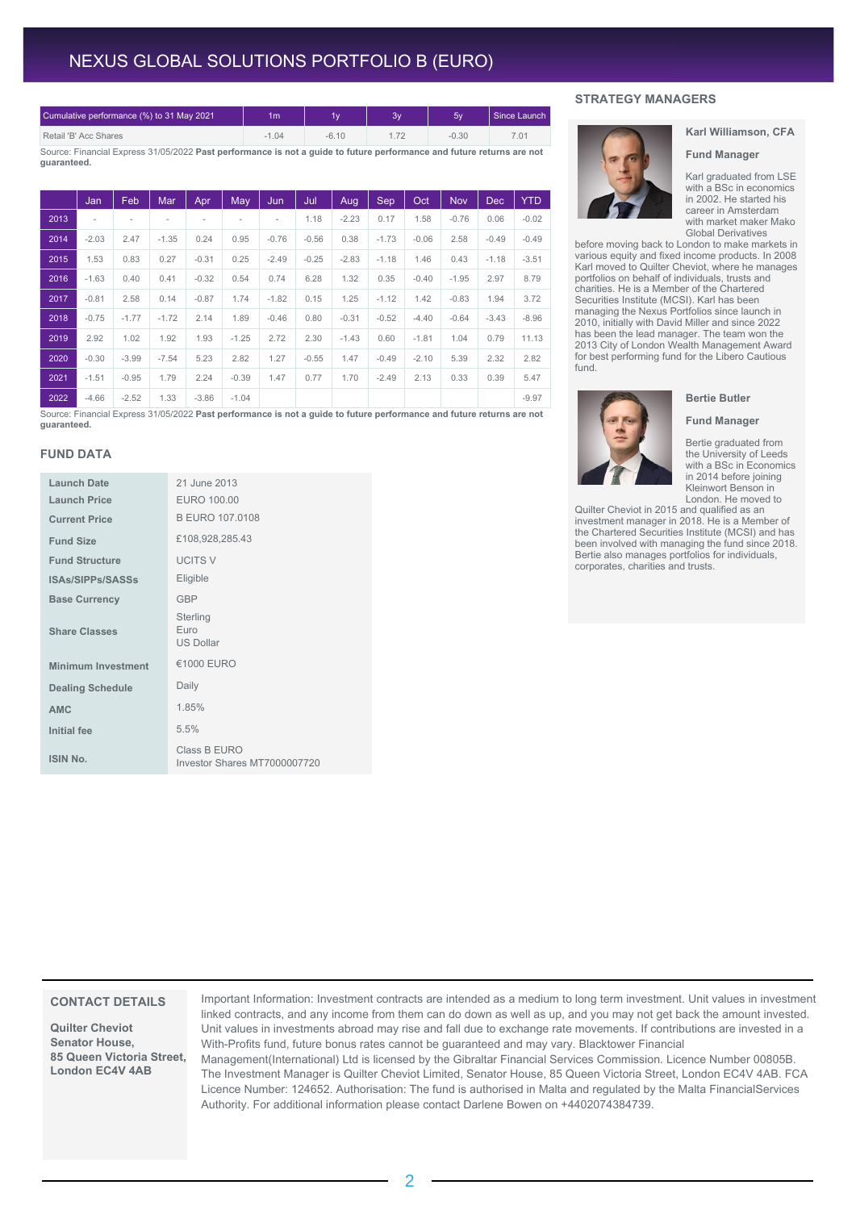# NEXUS GLOBAL SOLUTIONS PORTFOLIO B (EURO)

| Cumulative performance (%) to 31 May 2021 | 1m | 1y | 3y | 5y | Since Launch |
|---|---|---|---|---|---|
| Retail 'B' Acc Shares | -1.04 | -6.10 | 1.72 | -0.30 | 7.01 |

Source: Financial Express 31/05/2022 **Past performance is not a guide to future performance and future returns are not guaranteed.**

| | Jan | Feb | Mar | Apr | May | Jun | Jul | Aug | Sep | Oct | Nov | Dec | YTD |
|---|---|---|---|---|---|---|---|---|---|---|---|---|---|
| 2013 | - | - | - | - | - | - | 1.18 | -2.23 | 0.17 | 1.58 | -0.76 | 0.06 | -0.02 |
| 2014 | -2.03 | 2.47 | -1.35 | 0.24 | 0.95 | -0.76 | -0.56 | 0.38 | -1.73 | -0.06 | 2.58 | -0.49 | -0.49 |
| 2015 | 1.53 | 0.83 | 0.27 | -0.31 | 0.25 | -2.49 | -0.25 | -2.83 | -1.18 | 1.46 | 0.43 | -1.18 | -3.51 |
| 2016 | -1.63 | 0.40 | 0.41 | -0.32 | 0.54 | 0.74 | 6.28 | 1.32 | 0.35 | -0.40 | -1.95 | 2.97 | 8.79 |
| 2017 | -0.81 | 2.58 | 0.14 | -0.87 | 1.74 | -1.82 | 0.15 | 1.25 | -1.12 | 1.42 | -0.83 | 1.94 | 3.72 |
| 2018 | -0.75 | -1.77 | -1.72 | 2.14 | 1.89 | -0.46 | 0.80 | -0.31 | -0.52 | -4.40 | -0.64 | -3.43 | -8.96 |
| 2019 | 2.92 | 1.02 | 1.92 | 1.93 | -1.25 | 2.72 | 2.30 | -1.43 | 0.60 | -1.81 | 1.04 | 0.79 | 11.13 |
| 2020 | -0.30 | -3.99 | -7.54 | 5.23 | 2.82 | 1.27 | -0.55 | 1.47 | -0.49 | -2.10 | 5.39 | 2.32 | 2.82 |
| 2021 | -1.51 | -0.95 | 1.79 | 2.24 | -0.39 | 1.47 | 0.77 | 1.70 | -2.49 | 2.13 | 0.33 | 0.39 | 5.47 |
| 2022 | -4.66 | -2.52 | 1.33 | -3.86 | -1.04 | | | | | | | | -9.97 |

Source: Financial Express 31/05/2022 **Past performance is not a guide to future performance and future returns are not guaranteed.**

## FUND DATA

| | |
|---|---|
| **Launch Date** | 21 June 2013 |
| **Launch Price** | EURO 100.00 |
| **Current Price** | B EURO 107.0108 |
| **Fund Size** | £108,928,285.43 |
| **Fund Structure** | UCITS V |
| **ISAs/SIPPs/SASSs** | Eligible |
| **Base Currency** | GBP |
| **Share Classes** | Sterling<br>Euro<br>US Dollar |
| **Minimum Investment** | €1000 EURO |
| **Dealing Schedule** | Daily |
| **AMC** | 1.85% |
| **Initial fee** | 5.5% |
| **ISIN No.** | Class B EURO<br>Investor Shares MT7000007720 |

## STRATEGY MANAGERS

### Karl Williamson, CFA

**Fund Manager**

Karl graduated from LSE with a BSc in economics in 2002. He started his career in Amsterdam with market maker Mako Global Derivatives before moving back to London to make markets in various equity and fixed income products. In 2008 Karl moved to Quilter Cheviot, where he manages portfolios on behalf of individuals, trusts and charities. He is a Member of the Chartered Securities Institute (MCSI). Karl has been managing the Nexus Portfolios since launch in 2010, initially with David Miller and since 2022 has been the lead manager. The team won the 2013 City of London Wealth Management Award for best performing fund for the Libero Cautious fund.

### Bertie Butler

**Fund Manager**

Bertie graduated from the University of Leeds with a BSc in Economics in 2014 before joining Kleinwort Benson in London. He moved to Quilter Cheviot in 2015 and qualified as an investment manager in 2018. He is a Member of the Chartered Securities Institute (MCSI) and has been involved with managing the fund since 2018. Bertie also manages portfolios for individuals, corporates, charities and trusts.

## CONTACT DETAILS

**Quilter Cheviot**
**Senator House,**
**85 Queen Victoria Street,**
**London EC4V 4AB**

Important Information: Investment contracts are intended as a medium to long term investment. Unit values in investment linked contracts, and any income from them can do down as well as up, and you may not get back the amount invested. Unit values in investments abroad may rise and fall due to exchange rate movements. If contributions are invested in a With-Profits fund, future bonus rates cannot be guaranteed and may vary. Blacktower Financial Management(International) Ltd is licensed by the Gibraltar Financial Services Commission. Licence Number 00805B. The Investment Manager is Quilter Cheviot Limited, Senator House, 85 Queen Victoria Street, London EC4V 4AB. FCA Licence Number: 124652. Authorisation: The fund is authorised in Malta and regulated by the Malta FinancialServices Authority. For additional information please contact Darlene Bowen on +4402074384739.